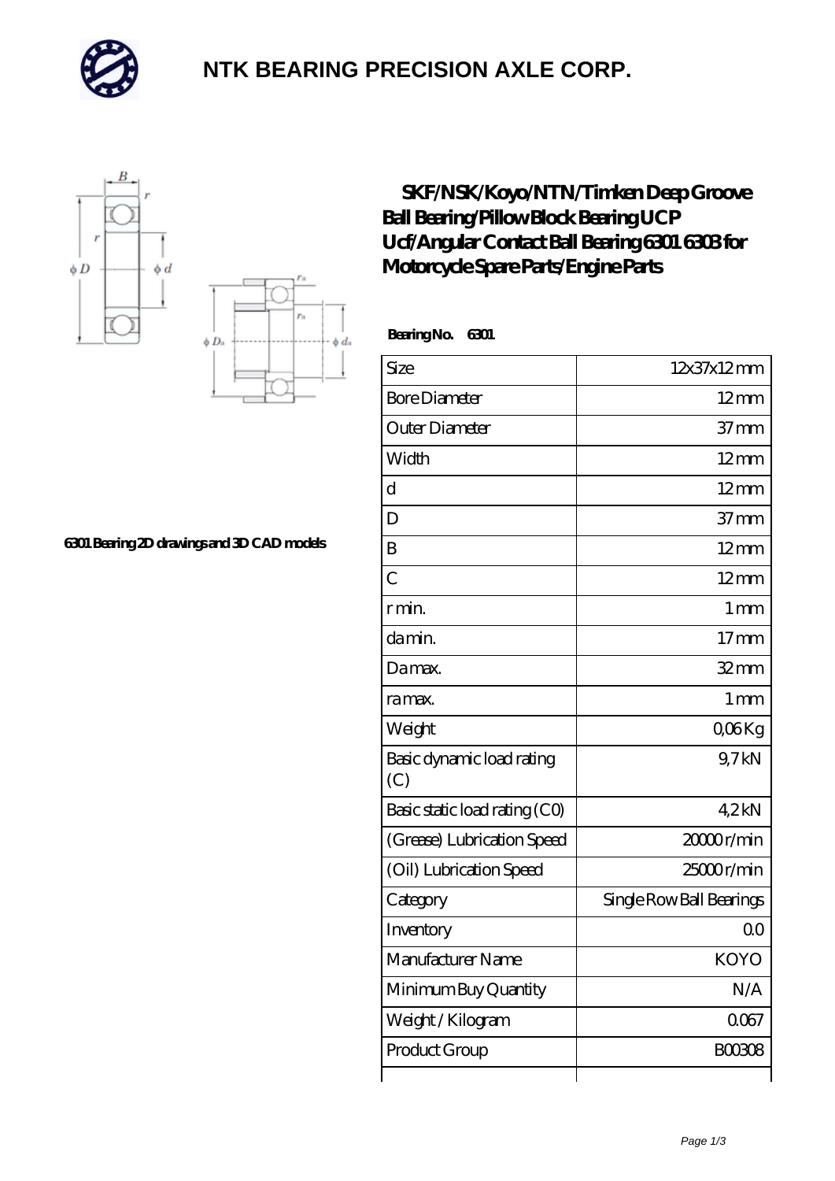# NTK BEARING PRECISION AXLE CORP.

6301 Bearing 2D drawings and 3D CAD models

## SKF/NSK/Koyo/NTN/Timken Deep Groove Ball Bearing/Pillow Block Bearing UCP Ucf/Angular Contact Ball Bearing 6301 6303 for Motorcycle Spare Parts/Engine Parts

**Bearing No. 6301**

| Size | 12x37x12 mm |
|---|---|
| Bore Diameter | 12 mm |
| Outer Diameter | 37 mm |
| Width | 12 mm |
| d | 12 mm |
| D | 37 mm |
| B | 12 mm |
| C | 12 mm |
| r min. | 1 mm |
| da min. | 17 mm |
| Da max. | 32 mm |
| ra max. | 1 mm |
| Weight | 0,06 Kg |
| Basic dynamic load rating (C) | 9,7 kN |
| Basic static load rating (C0) | 4,2 kN |
| (Grease) Lubrication Speed | 20000 r/min |
| (Oil) Lubrication Speed | 25000 r/min |
| Category | Single Row Ball Bearings |
| Inventory | 0.0 |
| Manufacturer Name | KOYO |
| Minimum Buy Quantity | N/A |
| Weight / Kilogram | 0.067 |
| Product Group | B00308 |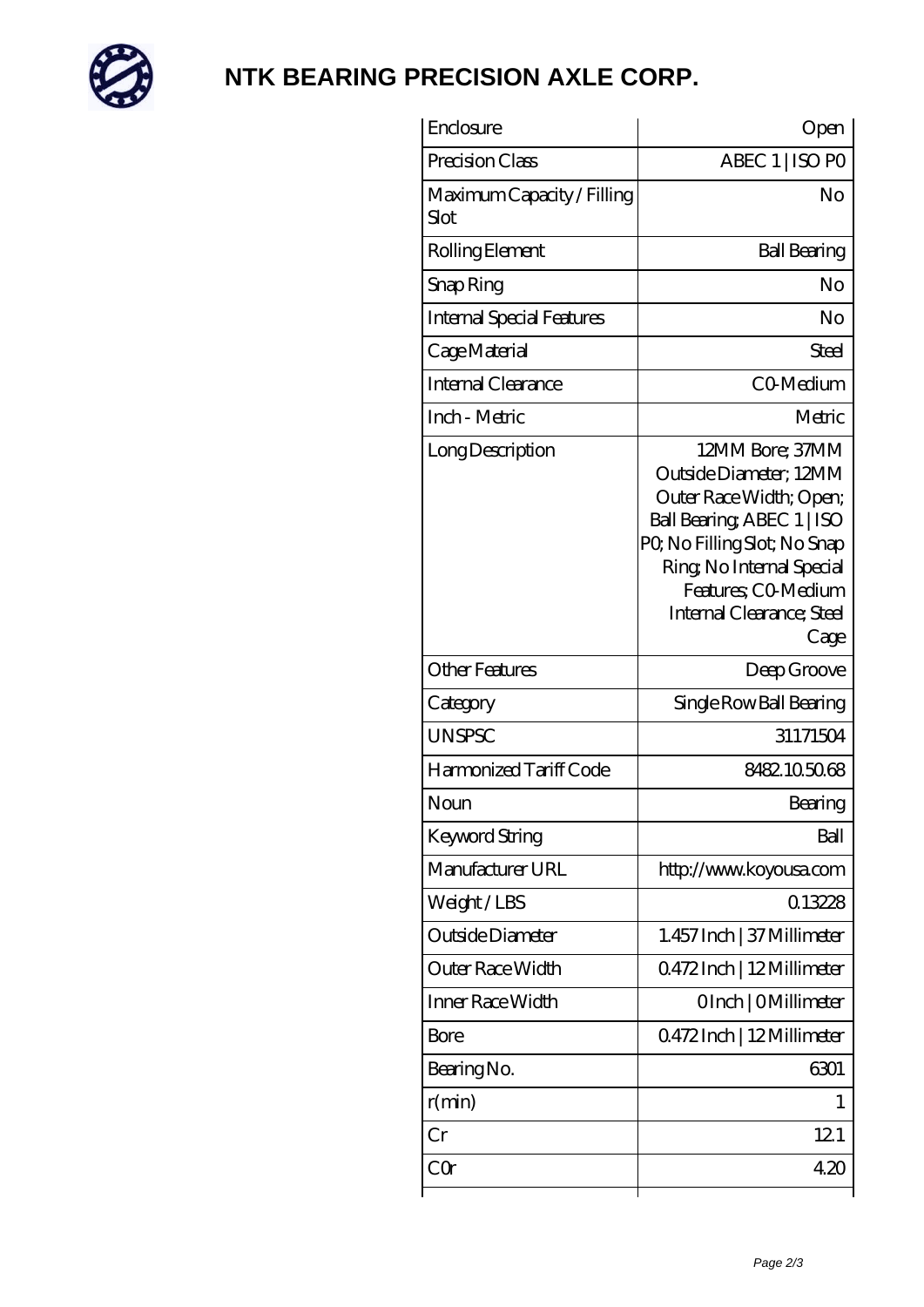# NTK BEARING PRECISION AXLE CORP.

| | |
|---|---|
| Enclosure | Open |
| Precision Class | ABEC 1 \| ISO P0 |
| Maximum Capacity / Filling Slot | No |
| Rolling Element | Ball Bearing |
| Snap Ring | No |
| Internal Special Features | No |
| Cage Material | Steel |
| Internal Clearance | C0-Medium |
| Inch - Metric | Metric |
| Long Description | 12MM Bore; 37MM Outside Diameter; 12MM Outer Race Width; Open; Ball Bearing; ABEC 1 \| ISO P0; No Filling Slot; No Snap Ring; No Internal Special Features; C0-Medium Internal Clearance; Steel Cage |
| Other Features | Deep Groove |
| Category | Single Row Ball Bearing |
| UNSPSC | 31171504 |
| Harmonized Tariff Code | 8482.10.50.68 |
| Noun | Bearing |
| Keyword String | Ball |
| Manufacturer URL | http://www.koyousa.com |
| Weight / LBS | 0.13228 |
| Outside Diameter | 1.457 Inch \| 37 Millimeter |
| Outer Race Width | 0.472 Inch \| 12 Millimeter |
| Inner Race Width | 0 Inch \| 0 Millimeter |
| Bore | 0.472 Inch \| 12 Millimeter |
| Bearing No. | 6301 |
| r(min) | 1 |
| Cr | 12.1 |
| C0r | 4.20 |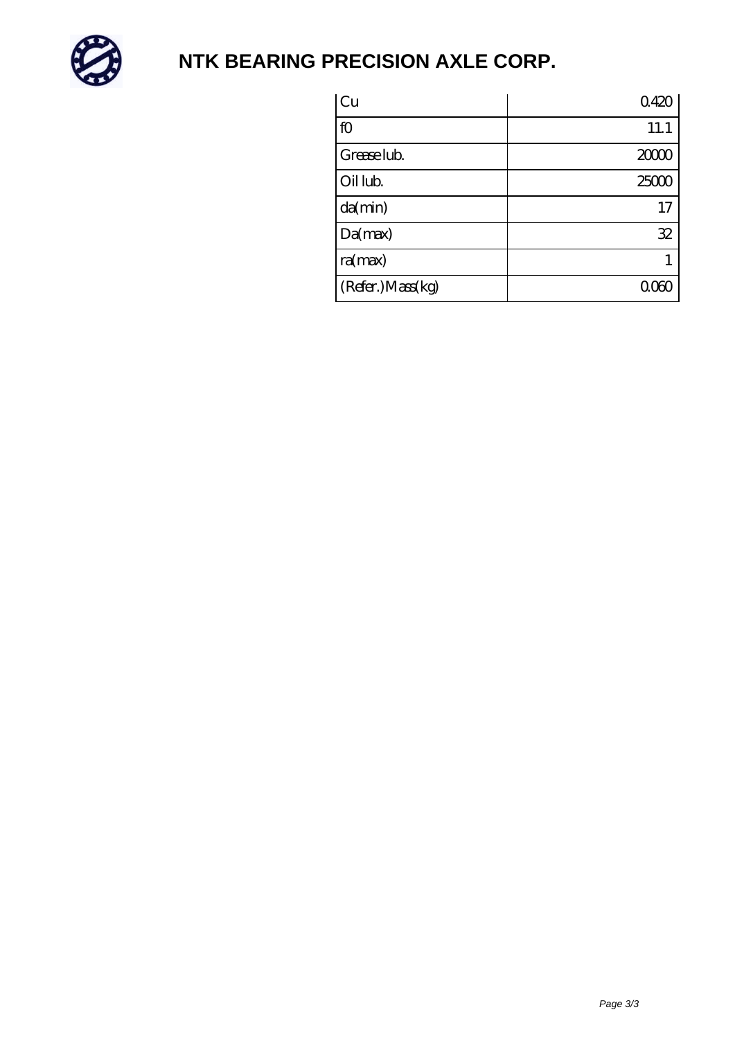# NTK BEARING PRECISION AXLE CORP.

| | |
|---|---|
| Cu | 0.420 |
| f0 | 11.1 |
| Grease lub. | 20000 |
| Oil lub. | 25000 |
| da(min) | 17 |
| Da(max) | 32 |
| ra(max) | 1 |
| (Refer.)Mass(kg) | 0.060 |